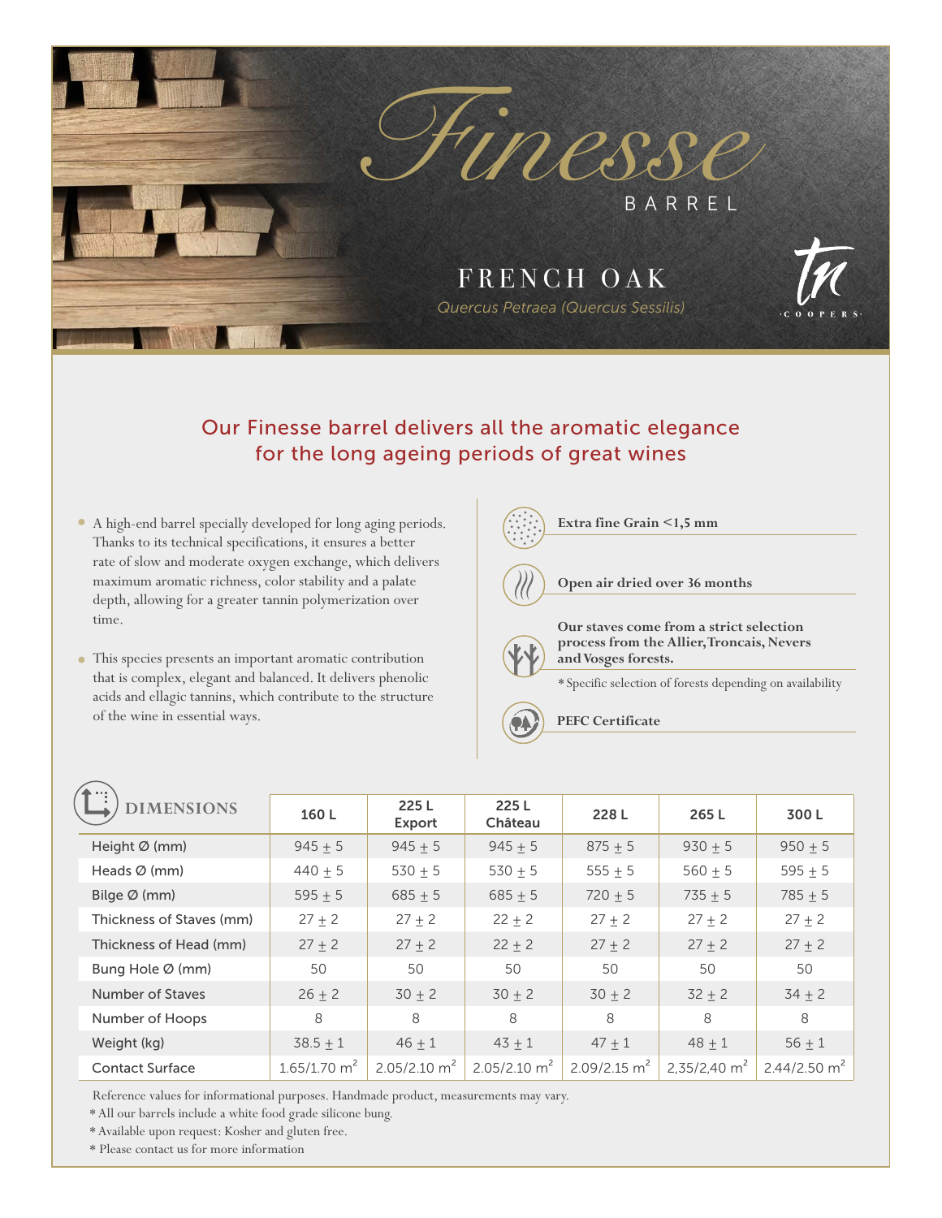# Finesse

BARREL

## FRENCH OAK

*Quercus Petraea (Quercus Sessilis)*

tn COOPERS

## Our Finesse barrel delivers all the aromatic elegance for the long ageing periods of great wines

- A high-end barrel specially developed for long aging periods. Thanks to its technical specifications, it ensures a better rate of slow and moderate oxygen exchange, which delivers maximum aromatic richness, color stability and a palate depth, allowing for a greater tannin polymerization over time.
- This species presents an important aromatic contribution that is complex, elegant and balanced. It delivers phenolic acids and ellagic tannins, which contribute to the structure of the wine in essential ways.

**Extra fine Grain <1,5 mm**

**Open air dried over 36 months**

**Our staves come from a strict selection process from the Allier, Troncais, Nevers and Vosges forests.**

* Specific selection of forests depending on availability

**PEFC Certificate**

| DIMENSIONS | 160 L | 225 L Export | 225 L Château | 228 L | 265 L | 300 L |
|---|---|---|---|---|---|---|
| Height Ø (mm) | 945 ± 5 | 945 ± 5 | 945 ± 5 | 875 ± 5 | 930 ± 5 | 950 ± 5 |
| Heads Ø (mm) | 440 ± 5 | 530 ± 5 | 530 ± 5 | 555 ± 5 | 560 ± 5 | 595 ± 5 |
| Bilge Ø (mm) | 595 ± 5 | 685 ± 5 | 685 ± 5 | 720 ± 5 | 735 ± 5 | 785 ± 5 |
| Thickness of Staves (mm) | 27 ± 2 | 27 ± 2 | 22 ± 2 | 27 ± 2 | 27 ± 2 | 27 ± 2 |
| Thickness of Head (mm) | 27 ± 2 | 27 ± 2 | 22 ± 2 | 27 ± 2 | 27 ± 2 | 27 ± 2 |
| Bung Hole Ø (mm) | 50 | 50 | 50 | 50 | 50 | 50 |
| Number of Staves | 26 ± 2 | 30 ± 2 | 30 ± 2 | 30 ± 2 | 32 ± 2 | 34 ± 2 |
| Number of Hoops | 8 | 8 | 8 | 8 | 8 | 8 |
| Weight (kg) | 38.5 ± 1 | 46 ± 1 | 43 ± 1 | 47 ± 1 | 48 ± 1 | 56 ± 1 |
| Contact Surface | 1.65/1.70 $m^2$ | 2.05/2.10 $m^2$ | 2.05/2.10 $m^2$ | 2.09/2.15 $m^2$ | 2,35/2,40 $m^2$ | 2.44/2.50 $m^2$ |

Reference values for informational purposes. Handmade product, measurements may vary.

* All our barrels include a white food grade silicone bung.

* Available upon request: Kosher and gluten free.

* Please contact us for more information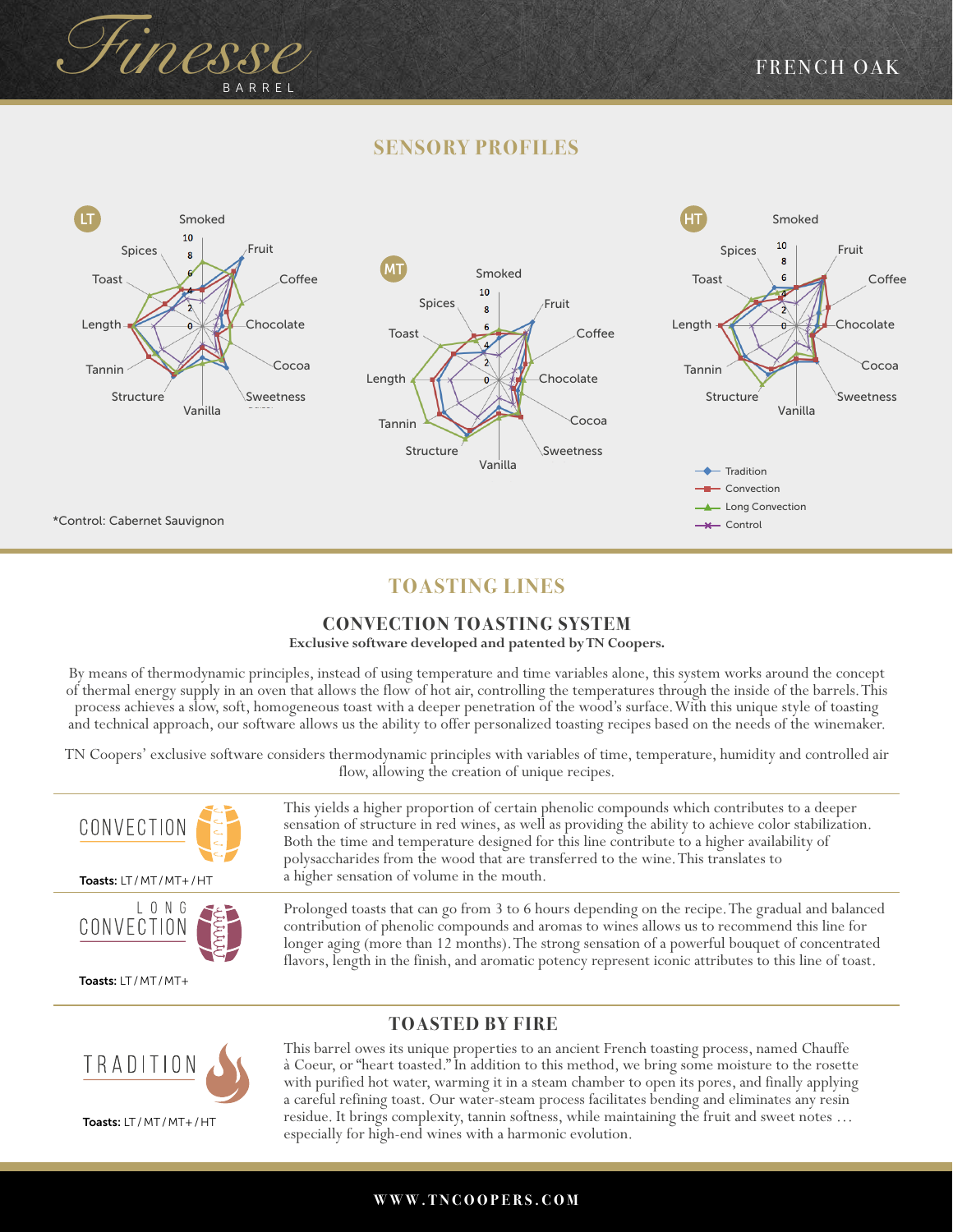Finesse
BARREL

FRENCH OAK

## SENSORY PROFILES

LT

Smoked
10
8
6
4
2
0
Fruit
Coffee
Chocolate
Cocoa
Sweetness
Vanilla
Structure
Tannin
Length
Toast
Spices

MT

Smoked
10
8
6
4
2
0
Fruit
Coffee
Chocolate
Cocoa
Sweetness
Vanilla
Structure
Tannin
Length
Toast
Spices

HT

Smoked
10
8
6
4
2
0
Fruit
Coffee
Chocolate
Cocoa
Sweetness
Vanilla
Structure
Tannin
Length
Toast
Spices

Tradition
Convection
Long Convection
Control

*Control: Cabernet Sauvignon

## TOASTING LINES

### CONVECTION TOASTING SYSTEM

**Exclusive software developed and patented by TN Coopers.**

By means of thermodynamic principles, instead of using temperature and time variables alone, this system works around the concept of thermal energy supply in an oven that allows the flow of hot air, controlling the temperatures through the inside of the barrels. This process achieves a slow, soft, homogeneous toast with a deeper penetration of the wood's surface. With this unique style of toasting and technical approach, our software allows us the ability to offer personalized toasting recipes based on the needs of the winemaker.

TN Coopers' exclusive software considers thermodynamic principles with variables of time, temperature, humidity and controlled air flow, allowing the creation of unique recipes.

CONVECTION

**Toasts:** LT / MT / MT+ / HT

This yields a higher proportion of certain phenolic compounds which contributes to a deeper sensation of structure in red wines, as well as providing the ability to achieve color stabilization. Both the time and temperature designed for this line contribute to a higher availability of polysaccharides from the wood that are transferred to the wine. This translates to a higher sensation of volume in the mouth.

LONG CONVECTION

**Toasts:** LT / MT / MT+

Prolonged toasts that can go from 3 to 6 hours depending on the recipe. The gradual and balanced contribution of phenolic compounds and aromas to wines allows us to recommend this line for longer aging (more than 12 months). The strong sensation of a powerful bouquet of concentrated flavors, length in the finish, and aromatic potency represent iconic attributes to this line of toast.

### TOASTED BY FIRE

TRADITION

**Toasts:** LT / MT / MT+ / HT

This barrel owes its unique properties to an ancient French toasting process, named Chauffe à Coeur, or "heart toasted." In addition to this method, we bring some moisture to the rosette with purified hot water, warming it in a steam chamber to open its pores, and finally applying a careful refining toast. Our water-steam process facilitates bending and eliminates any resin residue. It brings complexity, tannin softness, while maintaining the fruit and sweet notes … especially for high-end wines with a harmonic evolution.

WWW.TNCOOPERS.COM